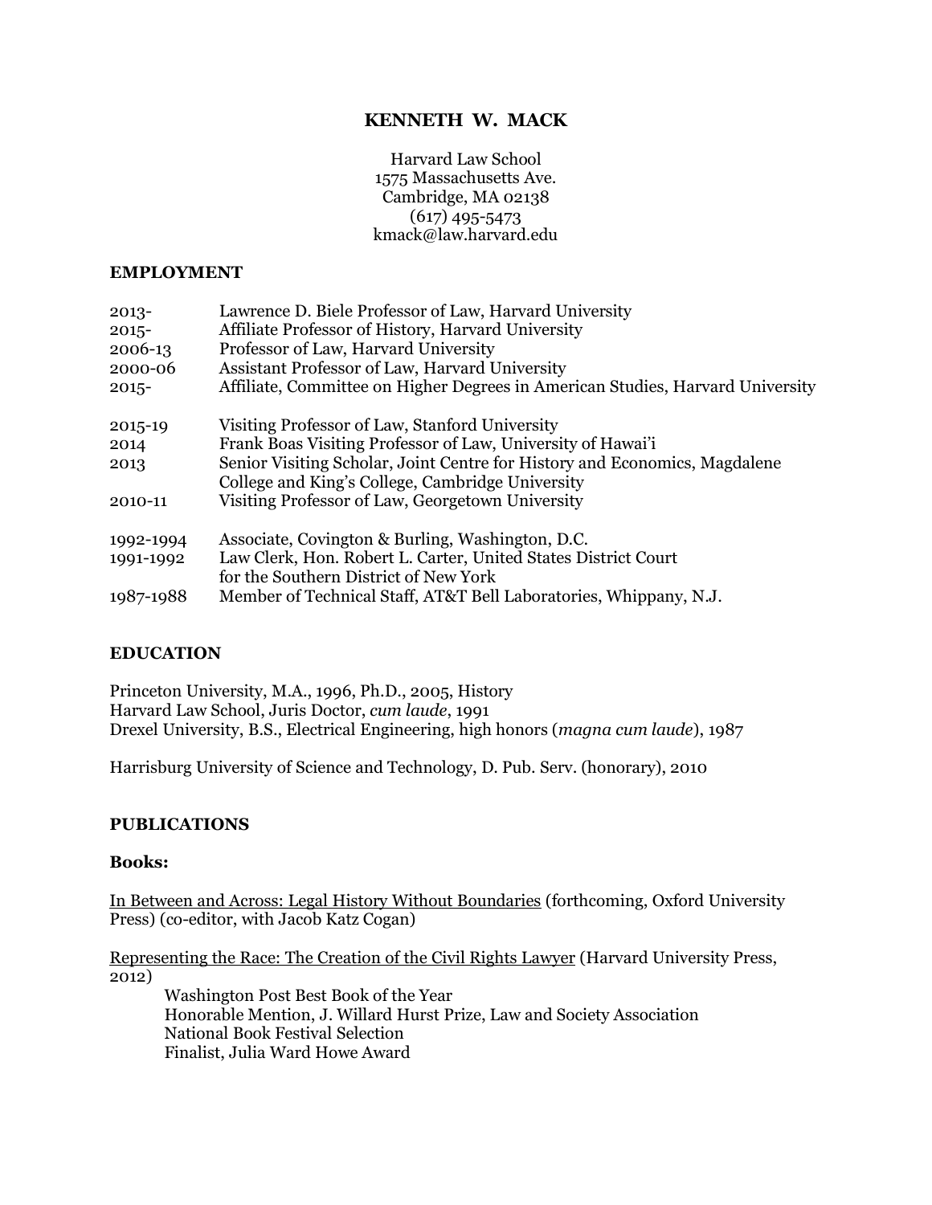# KENNETH W. MACK

Harvard Law School
1575 Massachusetts Ave.
Cambridge, MA 02138
(617) 495-5473
kmack@law.harvard.edu

## EMPLOYMENT

| | |
|---|---|
| 2013- | Lawrence D. Biele Professor of Law, Harvard University |
| 2015- | Affiliate Professor of History, Harvard University |
| 2006-13 | Professor of Law, Harvard University |
| 2000-06 | Assistant Professor of Law, Harvard University |
| 2015- | Affiliate, Committee on Higher Degrees in American Studies, Harvard University |
| | |
| 2015-19 | Visiting Professor of Law, Stanford University |
| 2014 | Frank Boas Visiting Professor of Law, University of Hawai'i |
| 2013 | Senior Visiting Scholar, Joint Centre for History and Economics, Magdalene College and King's College, Cambridge University |
| 2010-11 | Visiting Professor of Law, Georgetown University |
| | |
| 1992-1994 | Associate, Covington & Burling, Washington, D.C. |
| 1991-1992 | Law Clerk, Hon. Robert L. Carter, United States District Court for the Southern District of New York |
| 1987-1988 | Member of Technical Staff, AT&T Bell Laboratories, Whippany, N.J. |

## EDUCATION

Princeton University, M.A., 1996, Ph.D., 2005, History
Harvard Law School, Juris Doctor, *cum laude*, 1991
Drexel University, B.S., Electrical Engineering, high honors (*magna cum laude*), 1987

Harrisburg University of Science and Technology, D. Pub. Serv. (honorary), 2010

## PUBLICATIONS

### Books:

In Between and Across: Legal History Without Boundaries (forthcoming, Oxford University Press) (co-editor, with Jacob Katz Cogan)

Representing the Race: The Creation of the Civil Rights Lawyer (Harvard University Press, 2012)

- Washington Post Best Book of the Year
- Honorable Mention, J. Willard Hurst Prize, Law and Society Association
- National Book Festival Selection
- Finalist, Julia Ward Howe Award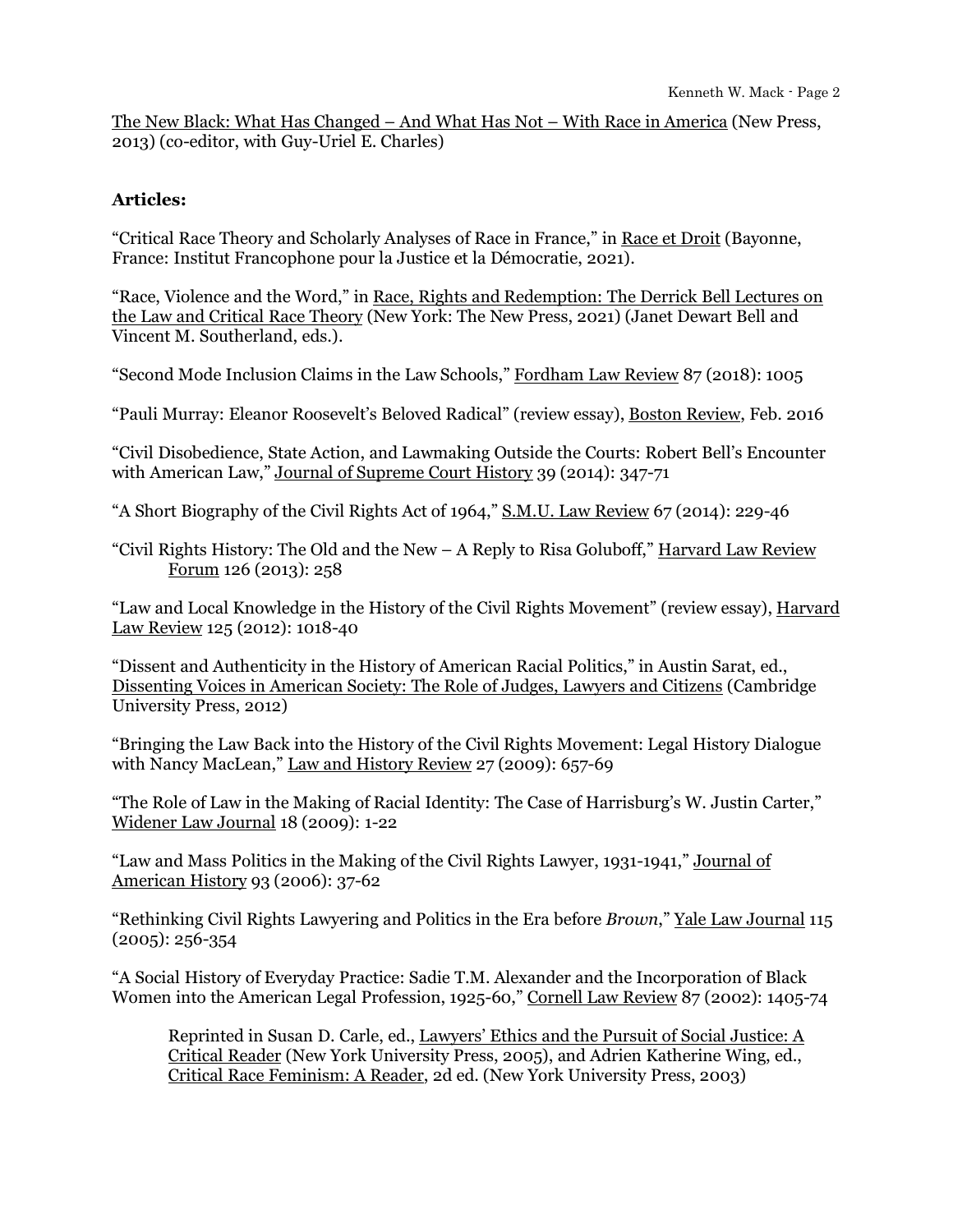The New Black: What Has Changed – And What Has Not – With Race in America (New Press, 2013) (co-editor, with Guy-Uriel E. Charles)

**Articles:**

"Critical Race Theory and Scholarly Analyses of Race in France," in Race et Droit (Bayonne, France: Institut Francophone pour la Justice et la Démocratie, 2021).

"Race, Violence and the Word," in Race, Rights and Redemption: The Derrick Bell Lectures on the Law and Critical Race Theory (New York: The New Press, 2021) (Janet Dewart Bell and Vincent M. Southerland, eds.).

"Second Mode Inclusion Claims in the Law Schools," Fordham Law Review 87 (2018): 1005

"Pauli Murray: Eleanor Roosevelt's Beloved Radical" (review essay), Boston Review, Feb. 2016

"Civil Disobedience, State Action, and Lawmaking Outside the Courts: Robert Bell's Encounter with American Law," Journal of Supreme Court History 39 (2014): 347-71

"A Short Biography of the Civil Rights Act of 1964," S.M.U. Law Review 67 (2014): 229-46

"Civil Rights History: The Old and the New – A Reply to Risa Goluboff," Harvard Law Review Forum 126 (2013): 258

"Law and Local Knowledge in the History of the Civil Rights Movement" (review essay), Harvard Law Review 125 (2012): 1018-40

"Dissent and Authenticity in the History of American Racial Politics," in Austin Sarat, ed., Dissenting Voices in American Society: The Role of Judges, Lawyers and Citizens (Cambridge University Press, 2012)

"Bringing the Law Back into the History of the Civil Rights Movement: Legal History Dialogue with Nancy MacLean," Law and History Review 27 (2009): 657-69

"The Role of Law in the Making of Racial Identity: The Case of Harrisburg's W. Justin Carter," Widener Law Journal 18 (2009): 1-22

"Law and Mass Politics in the Making of the Civil Rights Lawyer, 1931-1941," Journal of American History 93 (2006): 37-62

"Rethinking Civil Rights Lawyering and Politics in the Era before *Brown*," Yale Law Journal 115 (2005): 256-354

"A Social History of Everyday Practice: Sadie T.M. Alexander and the Incorporation of Black Women into the American Legal Profession, 1925-60," Cornell Law Review 87 (2002): 1405-74

> Reprinted in Susan D. Carle, ed., Lawyers' Ethics and the Pursuit of Social Justice: A Critical Reader (New York University Press, 2005), and Adrien Katherine Wing, ed., Critical Race Feminism: A Reader, 2d ed. (New York University Press, 2003)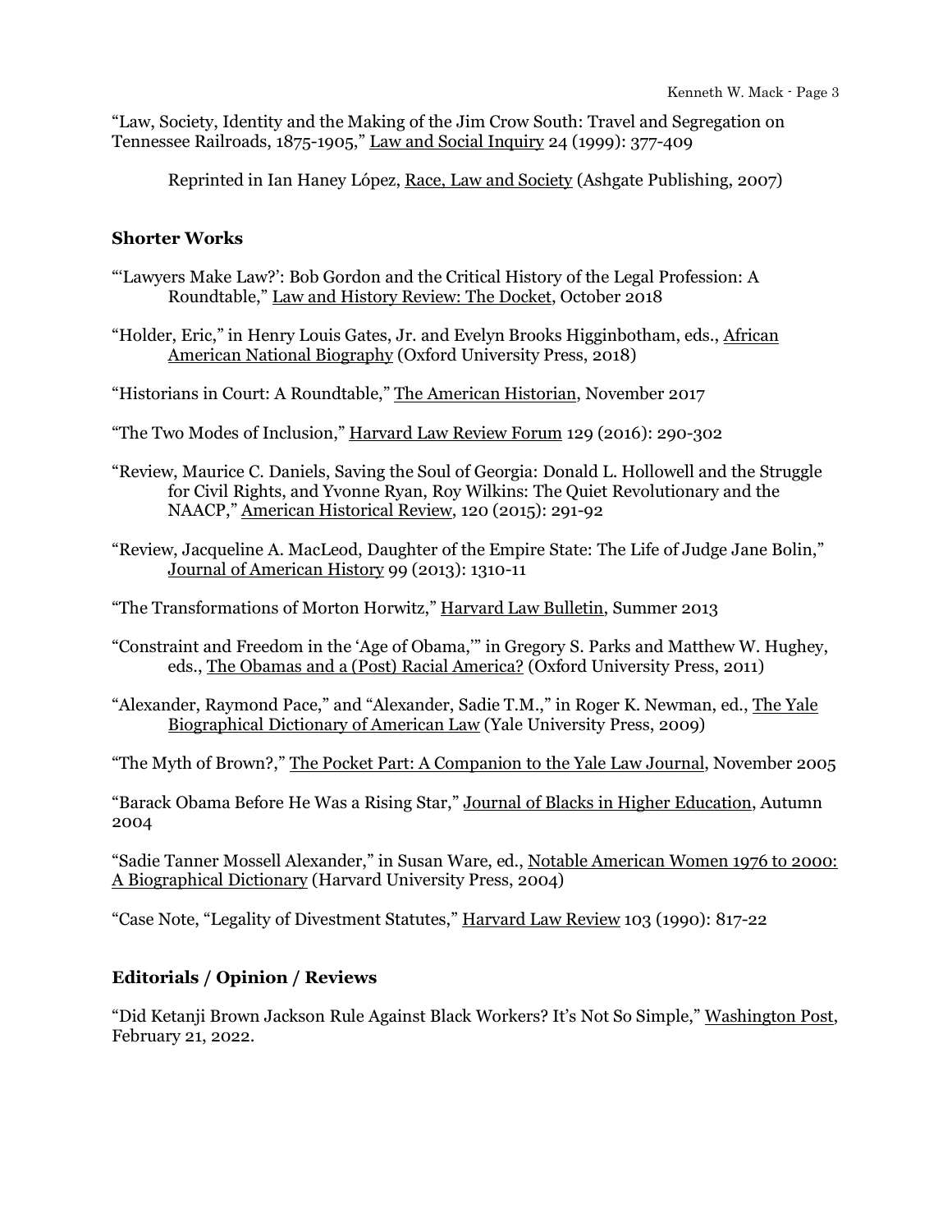"Law, Society, Identity and the Making of the Jim Crow South: Travel and Segregation on Tennessee Railroads, 1875-1905," Law and Social Inquiry 24 (1999): 377-409

Reprinted in Ian Haney López, Race, Law and Society (Ashgate Publishing, 2007)

### Shorter Works

"'Lawyers Make Law?': Bob Gordon and the Critical History of the Legal Profession: A Roundtable," Law and History Review: The Docket, October 2018

"Holder, Eric," in Henry Louis Gates, Jr. and Evelyn Brooks Higginbotham, eds., African American National Biography (Oxford University Press, 2018)

"Historians in Court: A Roundtable," The American Historian, November 2017

"The Two Modes of Inclusion," Harvard Law Review Forum 129 (2016): 290-302

"Review, Maurice C. Daniels, Saving the Soul of Georgia: Donald L. Hollowell and the Struggle for Civil Rights, and Yvonne Ryan, Roy Wilkins: The Quiet Revolutionary and the NAACP," American Historical Review, 120 (2015): 291-92

"Review, Jacqueline A. MacLeod, Daughter of the Empire State: The Life of Judge Jane Bolin," Journal of American History 99 (2013): 1310-11

"The Transformations of Morton Horwitz," Harvard Law Bulletin, Summer 2013

"Constraint and Freedom in the 'Age of Obama,'" in Gregory S. Parks and Matthew W. Hughey, eds., The Obamas and a (Post) Racial America? (Oxford University Press, 2011)

"Alexander, Raymond Pace," and "Alexander, Sadie T.M.," in Roger K. Newman, ed., The Yale Biographical Dictionary of American Law (Yale University Press, 2009)

"The Myth of Brown?," The Pocket Part: A Companion to the Yale Law Journal, November 2005

"Barack Obama Before He Was a Rising Star," Journal of Blacks in Higher Education, Autumn 2004

"Sadie Tanner Mossell Alexander," in Susan Ware, ed., Notable American Women 1976 to 2000: A Biographical Dictionary (Harvard University Press, 2004)

"Case Note, "Legality of Divestment Statutes," Harvard Law Review 103 (1990): 817-22

### Editorials / Opinion / Reviews

"Did Ketanji Brown Jackson Rule Against Black Workers? It's Not So Simple," Washington Post, February 21, 2022.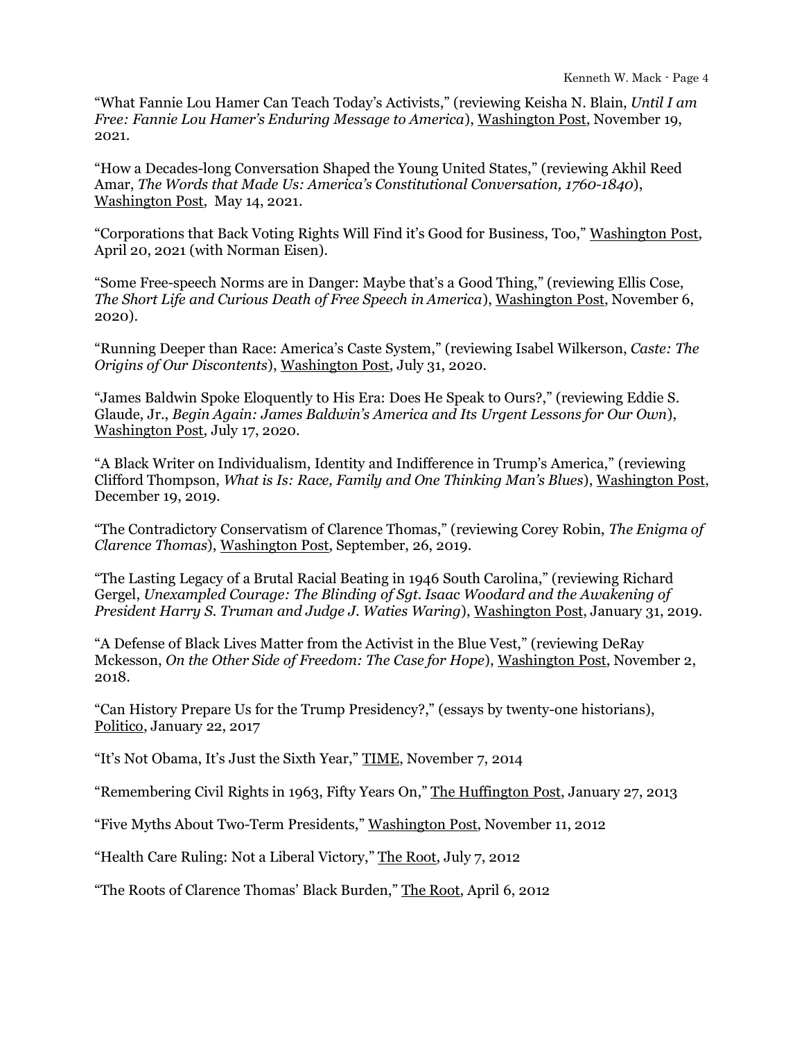"What Fannie Lou Hamer Can Teach Today's Activists," (reviewing Keisha N. Blain, *Until I am Free: Fannie Lou Hamer's Enduring Message to America*), Washington Post, November 19, 2021.

"How a Decades-long Conversation Shaped the Young United States," (reviewing Akhil Reed Amar, *The Words that Made Us: America's Constitutional Conversation, 1760-1840*), Washington Post, May 14, 2021.

"Corporations that Back Voting Rights Will Find it's Good for Business, Too," Washington Post, April 20, 2021 (with Norman Eisen).

"Some Free-speech Norms are in Danger: Maybe that's a Good Thing," (reviewing Ellis Cose, *The Short Life and Curious Death of Free Speech in America*), Washington Post, November 6, 2020).

"Running Deeper than Race: America's Caste System," (reviewing Isabel Wilkerson, *Caste: The Origins of Our Discontents*), Washington Post, July 31, 2020.

"James Baldwin Spoke Eloquently to His Era: Does He Speak to Ours?," (reviewing Eddie S. Glaude, Jr., *Begin Again: James Baldwin's America and Its Urgent Lessons for Our Own*), Washington Post, July 17, 2020.

"A Black Writer on Individualism, Identity and Indifference in Trump's America," (reviewing Clifford Thompson, *What is Is: Race, Family and One Thinking Man's Blues*), Washington Post, December 19, 2019.

"The Contradictory Conservatism of Clarence Thomas," (reviewing Corey Robin, *The Enigma of Clarence Thomas*), Washington Post, September, 26, 2019.

"The Lasting Legacy of a Brutal Racial Beating in 1946 South Carolina," (reviewing Richard Gergel, *Unexampled Courage: The Blinding of Sgt. Isaac Woodard and the Awakening of President Harry S. Truman and Judge J. Waties Waring*), Washington Post, January 31, 2019.

"A Defense of Black Lives Matter from the Activist in the Blue Vest," (reviewing DeRay Mckesson, *On the Other Side of Freedom: The Case for Hope*), Washington Post, November 2, 2018.

"Can History Prepare Us for the Trump Presidency?," (essays by twenty-one historians), Politico, January 22, 2017

"It's Not Obama, It's Just the Sixth Year," TIME, November 7, 2014

"Remembering Civil Rights in 1963, Fifty Years On," The Huffington Post, January 27, 2013

"Five Myths About Two-Term Presidents," Washington Post, November 11, 2012

"Health Care Ruling: Not a Liberal Victory," The Root, July 7, 2012

"The Roots of Clarence Thomas' Black Burden," The Root, April 6, 2012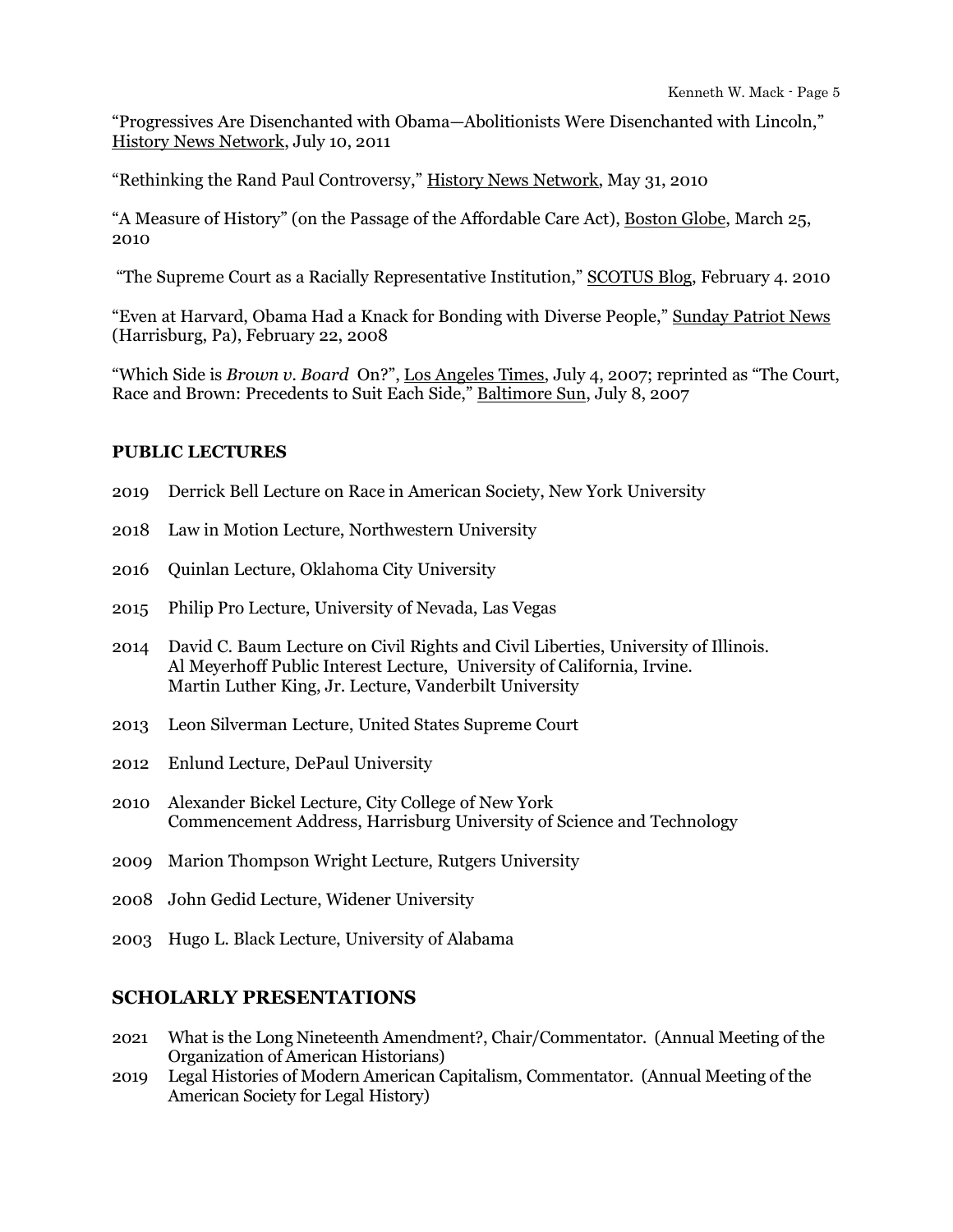"Progressives Are Disenchanted with Obama—Abolitionists Were Disenchanted with Lincoln," History News Network, July 10, 2011

"Rethinking the Rand Paul Controversy," History News Network, May 31, 2010

"A Measure of History" (on the Passage of the Affordable Care Act), Boston Globe, March 25, 2010

"The Supreme Court as a Racially Representative Institution," SCOTUS Blog, February 4. 2010

"Even at Harvard, Obama Had a Knack for Bonding with Diverse People," Sunday Patriot News (Harrisburg, Pa), February 22, 2008

"Which Side is *Brown v. Board* On?", Los Angeles Times, July 4, 2007; reprinted as "The Court, Race and Brown: Precedents to Suit Each Side," Baltimore Sun, July 8, 2007

**PUBLIC LECTURES**

2019 Derrick Bell Lecture on Race in American Society, New York University

2018 Law in Motion Lecture, Northwestern University

2016 Quinlan Lecture, Oklahoma City University

2015 Philip Pro Lecture, University of Nevada, Las Vegas

2014 David C. Baum Lecture on Civil Rights and Civil Liberties, University of Illinois.
Al Meyerhoff Public Interest Lecture, University of California, Irvine.
Martin Luther King, Jr. Lecture, Vanderbilt University

2013 Leon Silverman Lecture, United States Supreme Court

2012 Enlund Lecture, DePaul University

2010 Alexander Bickel Lecture, City College of New York
Commencement Address, Harrisburg University of Science and Technology

2009 Marion Thompson Wright Lecture, Rutgers University

2008 John Gedid Lecture, Widener University

2003 Hugo L. Black Lecture, University of Alabama

## SCHOLARLY PRESENTATIONS

2021 What is the Long Nineteenth Amendment?, Chair/Commentator. (Annual Meeting of the Organization of American Historians)

2019 Legal Histories of Modern American Capitalism, Commentator. (Annual Meeting of the American Society for Legal History)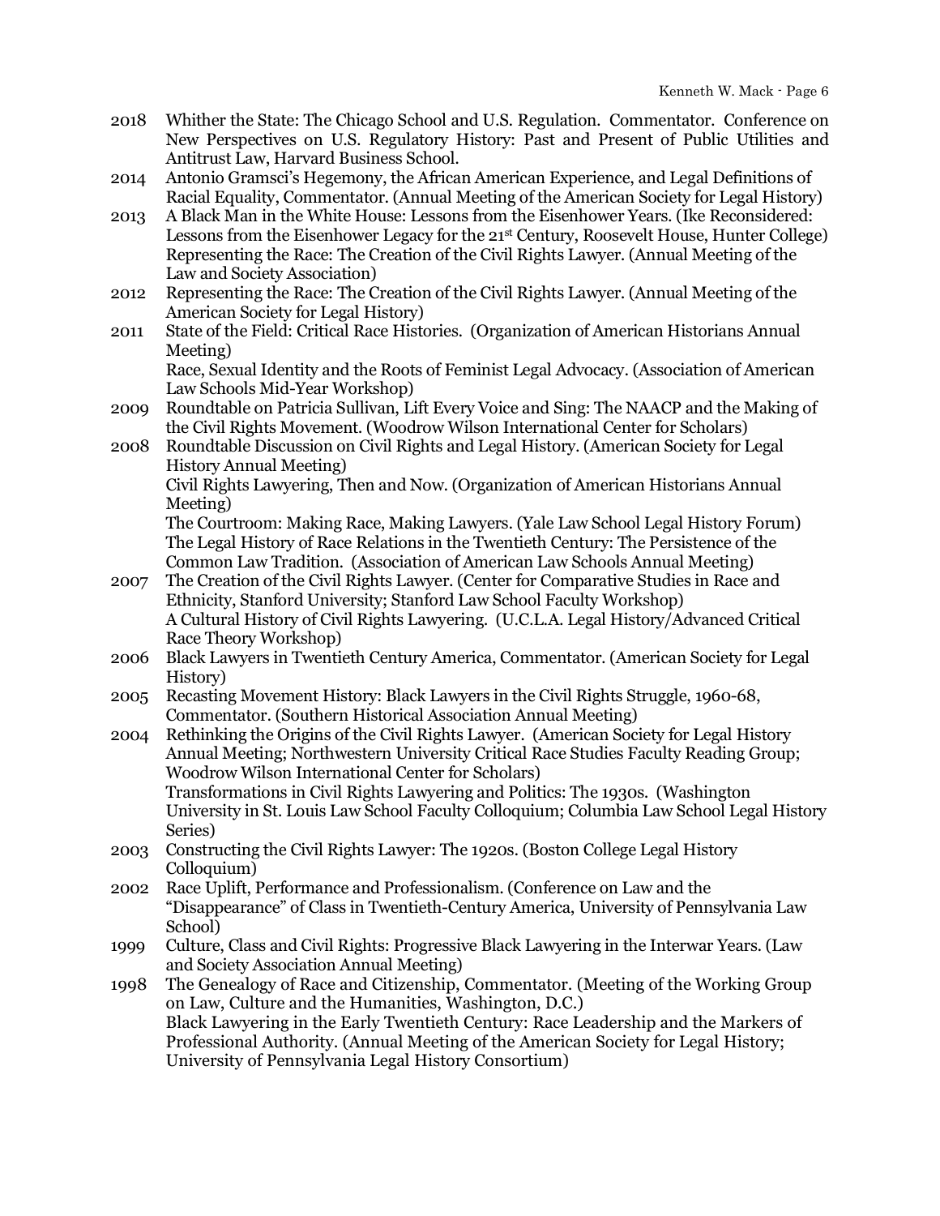2018 Whither the State: The Chicago School and U.S. Regulation. Commentator. Conference on New Perspectives on U.S. Regulatory History: Past and Present of Public Utilities and Antitrust Law, Harvard Business School.

2014 Antonio Gramsci's Hegemony, the African American Experience, and Legal Definitions of Racial Equality, Commentator. (Annual Meeting of the American Society for Legal History)

2013 A Black Man in the White House: Lessons from the Eisenhower Years. (Ike Reconsidered: Lessons from the Eisenhower Legacy for the 21st Century, Roosevelt House, Hunter College)
Representing the Race: The Creation of the Civil Rights Lawyer. (Annual Meeting of the Law and Society Association)

2012 Representing the Race: The Creation of the Civil Rights Lawyer. (Annual Meeting of the American Society for Legal History)

2011 State of the Field: Critical Race Histories. (Organization of American Historians Annual Meeting)
Race, Sexual Identity and the Roots of Feminist Legal Advocacy. (Association of American Law Schools Mid-Year Workshop)

2009 Roundtable on Patricia Sullivan, Lift Every Voice and Sing: The NAACP and the Making of the Civil Rights Movement. (Woodrow Wilson International Center for Scholars)

2008 Roundtable Discussion on Civil Rights and Legal History. (American Society for Legal History Annual Meeting)
Civil Rights Lawyering, Then and Now. (Organization of American Historians Annual Meeting)
The Courtroom: Making Race, Making Lawyers. (Yale Law School Legal History Forum)
The Legal History of Race Relations in the Twentieth Century: The Persistence of the Common Law Tradition. (Association of American Law Schools Annual Meeting)

2007 The Creation of the Civil Rights Lawyer. (Center for Comparative Studies in Race and Ethnicity, Stanford University; Stanford Law School Faculty Workshop)
A Cultural History of Civil Rights Lawyering. (U.C.L.A. Legal History/Advanced Critical Race Theory Workshop)

2006 Black Lawyers in Twentieth Century America, Commentator. (American Society for Legal History)

2005 Recasting Movement History: Black Lawyers in the Civil Rights Struggle, 1960-68, Commentator. (Southern Historical Association Annual Meeting)

2004 Rethinking the Origins of the Civil Rights Lawyer. (American Society for Legal History Annual Meeting; Northwestern University Critical Race Studies Faculty Reading Group; Woodrow Wilson International Center for Scholars)
Transformations in Civil Rights Lawyering and Politics: The 1930s. (Washington University in St. Louis Law School Faculty Colloquium; Columbia Law School Legal History Series)

2003 Constructing the Civil Rights Lawyer: The 1920s. (Boston College Legal History Colloquium)

2002 Race Uplift, Performance and Professionalism. (Conference on Law and the "Disappearance" of Class in Twentieth-Century America, University of Pennsylvania Law School)

1999 Culture, Class and Civil Rights: Progressive Black Lawyering in the Interwar Years. (Law and Society Association Annual Meeting)

1998 The Genealogy of Race and Citizenship, Commentator. (Meeting of the Working Group on Law, Culture and the Humanities, Washington, D.C.)
Black Lawyering in the Early Twentieth Century: Race Leadership and the Markers of Professional Authority. (Annual Meeting of the American Society for Legal History; University of Pennsylvania Legal History Consortium)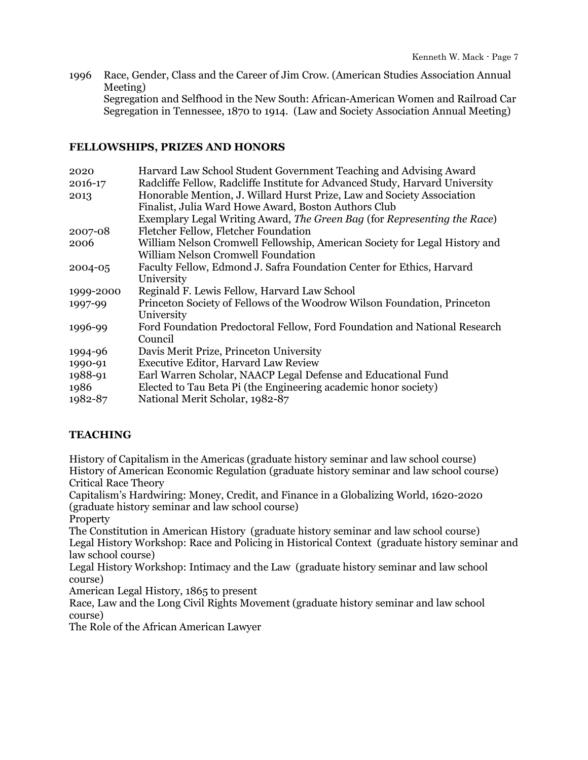1996 Race, Gender, Class and the Career of Jim Crow. (American Studies Association Annual Meeting)
Segregation and Selfhood in the New South: African-American Women and Railroad Car Segregation in Tennessee, 1870 to 1914. (Law and Society Association Annual Meeting)

## FELLOWSHIPS, PRIZES AND HONORS

| | |
|---|---|
| 2020 | Harvard Law School Student Government Teaching and Advising Award |
| 2016-17 | Radcliffe Fellow, Radcliffe Institute for Advanced Study, Harvard University |
| 2013 | Honorable Mention, J. Willard Hurst Prize, Law and Society Association<br>Finalist, Julia Ward Howe Award, Boston Authors Club<br>Exemplary Legal Writing Award, *The Green Bag* (for *Representing the Race*) |
| 2007-08 | Fletcher Fellow, Fletcher Foundation |
| 2006 | William Nelson Cromwell Fellowship, American Society for Legal History and William Nelson Cromwell Foundation |
| 2004-05 | Faculty Fellow, Edmond J. Safra Foundation Center for Ethics, Harvard University |
| 1999-2000 | Reginald F. Lewis Fellow, Harvard Law School |
| 1997-99 | Princeton Society of Fellows of the Woodrow Wilson Foundation, Princeton University |
| 1996-99 | Ford Foundation Predoctoral Fellow, Ford Foundation and National Research Council |
| 1994-96 | Davis Merit Prize, Princeton University |
| 1990-91 | Executive Editor, Harvard Law Review |
| 1988-91 | Earl Warren Scholar, NAACP Legal Defense and Educational Fund |
| 1986 | Elected to Tau Beta Pi (the Engineering academic honor society) |
| 1982-87 | National Merit Scholar, 1982-87 |

## TEACHING

History of Capitalism in the Americas (graduate history seminar and law school course)
History of American Economic Regulation (graduate history seminar and law school course)
Critical Race Theory
Capitalism's Hardwiring: Money, Credit, and Finance in a Globalizing World, 1620-2020 (graduate history seminar and law school course)
Property
The Constitution in American History (graduate history seminar and law school course)
Legal History Workshop: Race and Policing in Historical Context (graduate history seminar and law school course)
Legal History Workshop: Intimacy and the Law (graduate history seminar and law school course)
American Legal History, 1865 to present
Race, Law and the Long Civil Rights Movement (graduate history seminar and law school course)
The Role of the African American Lawyer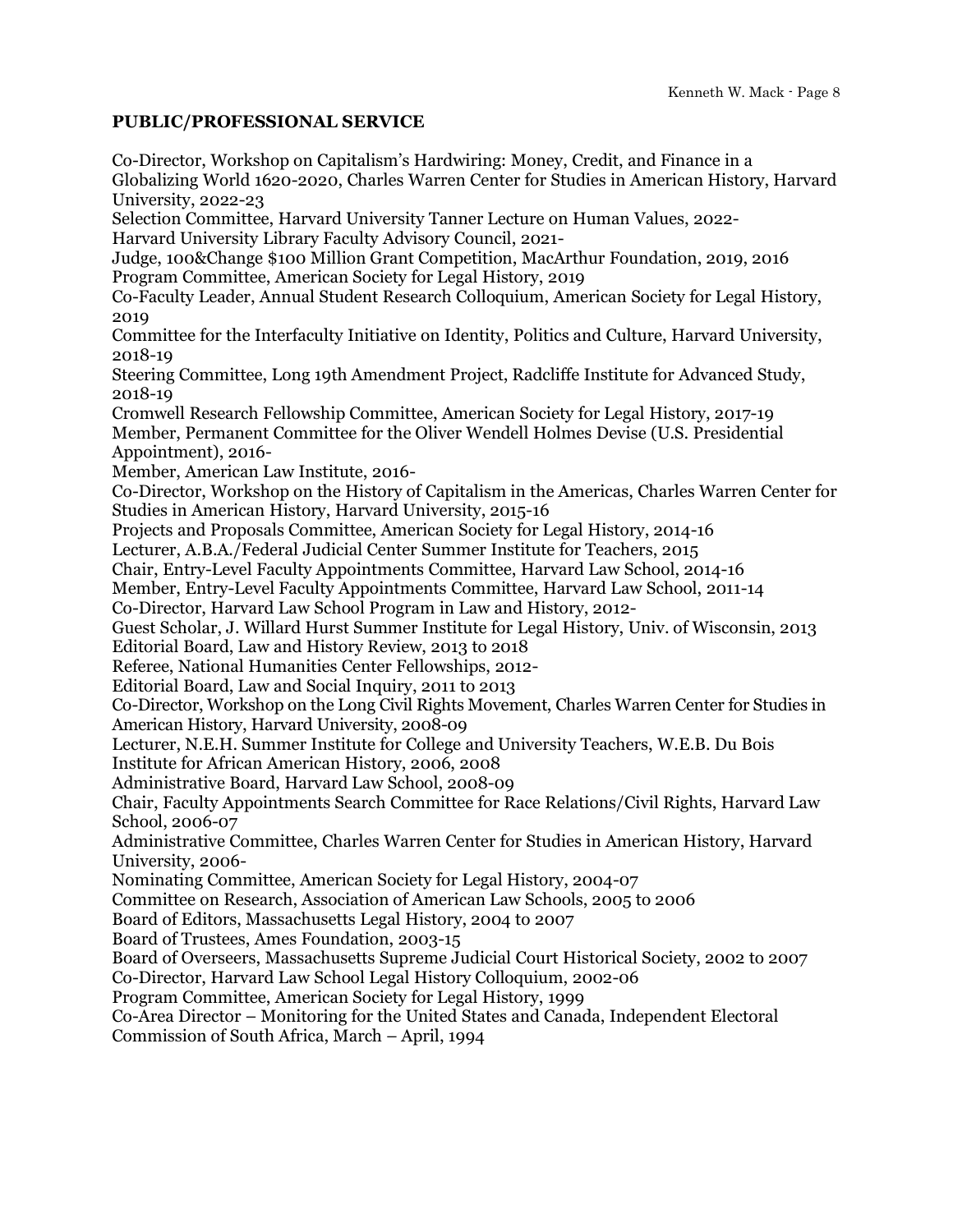## PUBLIC/PROFESSIONAL SERVICE

Co-Director, Workshop on Capitalism's Hardwiring: Money, Credit, and Finance in a Globalizing World 1620-2020, Charles Warren Center for Studies in American History, Harvard University, 2022-23
Selection Committee, Harvard University Tanner Lecture on Human Values, 2022-
Harvard University Library Faculty Advisory Council, 2021-
Judge, 100&Change $100 Million Grant Competition, MacArthur Foundation, 2019, 2016
Program Committee, American Society for Legal History, 2019
Co-Faculty Leader, Annual Student Research Colloquium, American Society for Legal History, 2019
Committee for the Interfaculty Initiative on Identity, Politics and Culture, Harvard University, 2018-19
Steering Committee, Long 19th Amendment Project, Radcliffe Institute for Advanced Study, 2018-19
Cromwell Research Fellowship Committee, American Society for Legal History, 2017-19
Member, Permanent Committee for the Oliver Wendell Holmes Devise (U.S. Presidential Appointment), 2016-
Member, American Law Institute, 2016-
Co-Director, Workshop on the History of Capitalism in the Americas, Charles Warren Center for Studies in American History, Harvard University, 2015-16
Projects and Proposals Committee, American Society for Legal History, 2014-16
Lecturer, A.B.A./Federal Judicial Center Summer Institute for Teachers, 2015
Chair, Entry-Level Faculty Appointments Committee, Harvard Law School, 2014-16
Member, Entry-Level Faculty Appointments Committee, Harvard Law School, 2011-14
Co-Director, Harvard Law School Program in Law and History, 2012-
Guest Scholar, J. Willard Hurst Summer Institute for Legal History, Univ. of Wisconsin, 2013
Editorial Board, Law and History Review, 2013 to 2018
Referee, National Humanities Center Fellowships, 2012-
Editorial Board, Law and Social Inquiry, 2011 to 2013
Co-Director, Workshop on the Long Civil Rights Movement, Charles Warren Center for Studies in American History, Harvard University, 2008-09
Lecturer, N.E.H. Summer Institute for College and University Teachers, W.E.B. Du Bois Institute for African American History, 2006, 2008
Administrative Board, Harvard Law School, 2008-09
Chair, Faculty Appointments Search Committee for Race Relations/Civil Rights, Harvard Law School, 2006-07
Administrative Committee, Charles Warren Center for Studies in American History, Harvard University, 2006-
Nominating Committee, American Society for Legal History, 2004-07
Committee on Research, Association of American Law Schools, 2005 to 2006
Board of Editors, Massachusetts Legal History, 2004 to 2007
Board of Trustees, Ames Foundation, 2003-15
Board of Overseers, Massachusetts Supreme Judicial Court Historical Society, 2002 to 2007
Co-Director, Harvard Law School Legal History Colloquium, 2002-06
Program Committee, American Society for Legal History, 1999
Co-Area Director – Monitoring for the United States and Canada, Independent Electoral Commission of South Africa, March – April, 1994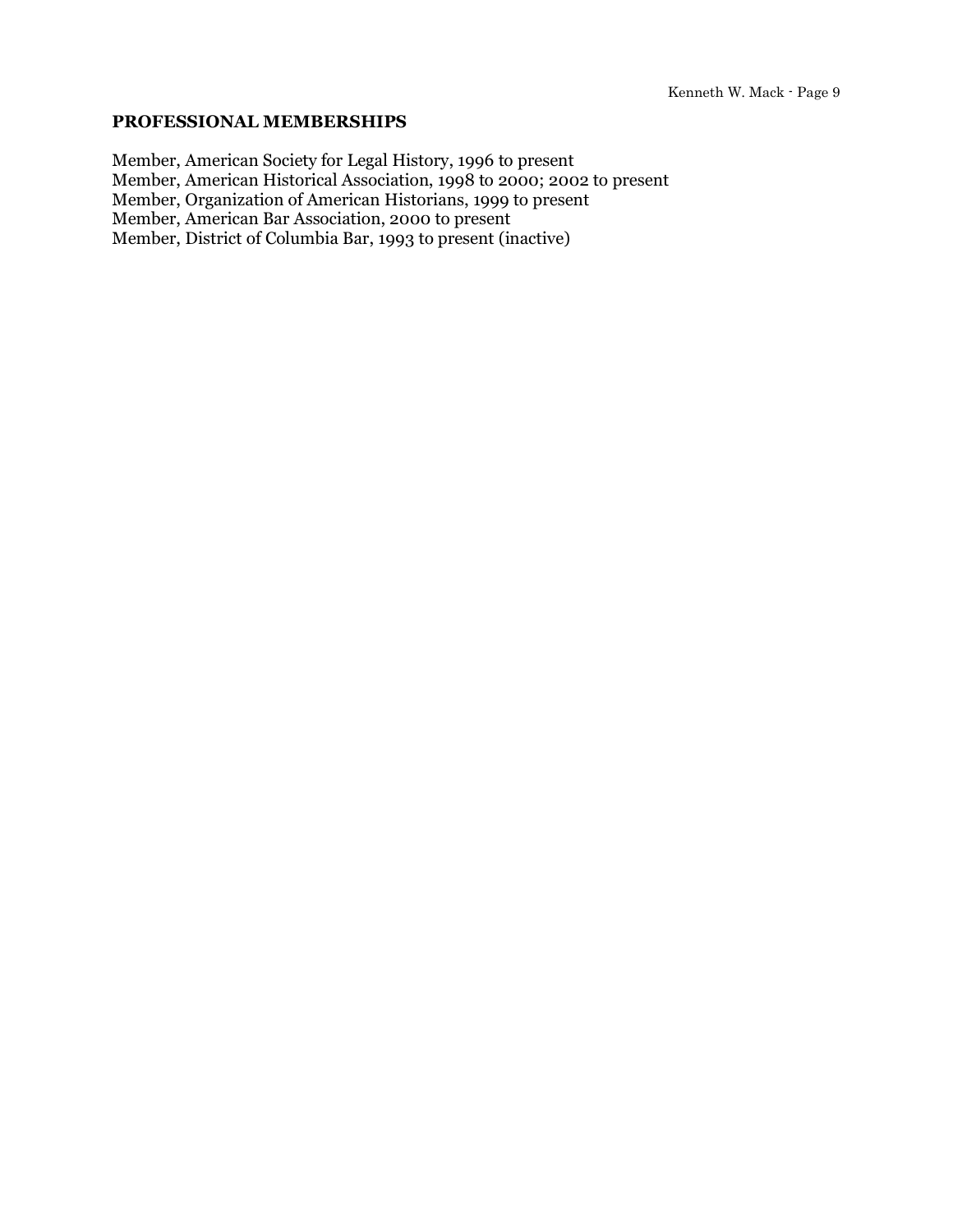## PROFESSIONAL MEMBERSHIPS

Member, American Society for Legal History, 1996 to present
Member, American Historical Association, 1998 to 2000; 2002 to present
Member, Organization of American Historians, 1999 to present
Member, American Bar Association, 2000 to present
Member, District of Columbia Bar, 1993 to present (inactive)